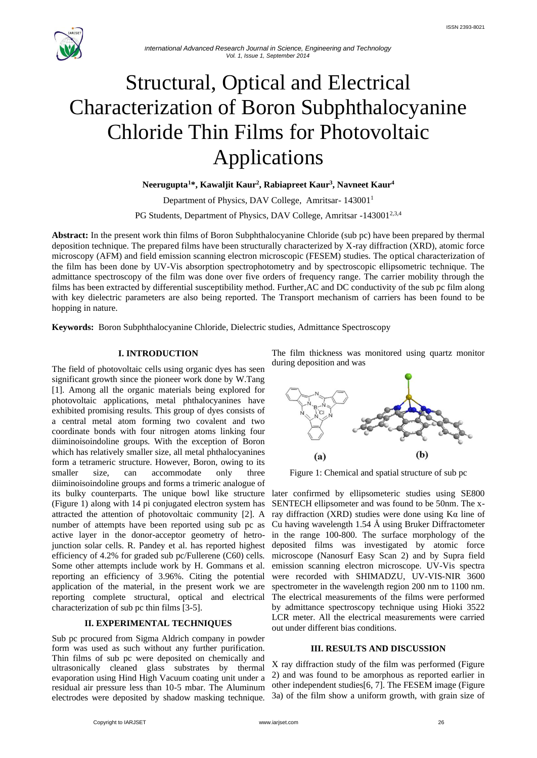# Structural, Optical and Electrical Characterization of Boron Subphthalocyanine Chloride Thin Films for Photovoltaic Applications

**Neerugupta[1]\*, Kawaljit Kaur[2], Rabiapreet Kaur[3], Navneet Kaur[4]**

Department of Physics, DAV College, Amritsar- 143001[1]

PG Students, Department of Physics, DAV College, Amritsar -143001[2,3,4]

**Abstract:** In the present work thin films of Boron Subphthalocyanine Chloride (sub pc) have been prepared by thermal deposition technique. The prepared films have been structurally characterized by X-ray diffraction (XRD), atomic force microscopy (AFM) and field emission scanning electron microscopy (FESEM) studies. The optical characterization of the film has been done by UV-Vis absorption spectrophotometry and by spectroscopic ellipsometric technique. The admittance spectroscopy of the film was done over five orders of frequency range. The carrier mobility through the films has been extracted by differential susceptibility method. Further,AC and DC conductivity of the sub pc film along with key dielectric parameters are also being reported. The Transport mechanism of carriers has been found to be hopping in nature.

**Keywords:** Boron Subphthalocyanine Chloride, Dielectric studies, Admittance Spectroscopy

## I. INTRODUCTION

The field of photovoltaic cells using organic dyes has seen significant growth since the pioneer work done by W.Tang [1]. Among all the organic materials being explored for photovoltaic applications, metal phthalocyanines have exhibited promising results. This group of dyes consists of a central metal atom forming two covalent and two coordinate bonds with four nitrogen atoms linking four diiminoisoindoline groups. With the exception of Boron which has relatively smaller size, all metal phthalocyanines form a tetrameric structure. However, Boron, owing to its smaller size, can accommodate only three diiminoisoindoline groups and forms a trimeric analogue of its bulky counterparts. The unique bowl like structure (Figure 1) along with 14 pi conjugated electron system has attracted the attention of photovoltaic community [2]. A number of attempts have been reported using sub pc as active layer in the donor-acceptor geometry of hetro-junction solar cells. R. Pandey et al. has reported highest efficiency of 4.2% for graded sub pc/Fullerene (C60) cells. Some other attempts include work by H. Gommans et al. reporting an efficiency of 3.96%. Citing the potential application of the material, in the present work we are reporting complete structural, optical and electrical characterization of sub pc thin films [3-5].

## II. EXPERIMENTAL TECHNIQUES

Sub pc procured from Sigma Aldrich company in powder form was used as such without any further purification. Thin films of sub pc were deposited on chemically and ultrasonically cleaned glass substrates by thermal evaporation using Hind High Vacuum coating unit under a residual air pressure less than 10-5 mbar. The Aluminum electrodes were deposited by shadow masking technique. The film thickness was monitored using quartz monitor during deposition and was later confirmed by ellipsometeric studies using SE800 SENTECH ellipsometer and was found to be 50nm. The x-ray diffraction (XRD) studies were done using Kα line of Cu having wavelength 1.54 Å using Bruker Diffractometer in the range 100-800. The surface morphology of the deposited films was investigated by atomic force microscope (Nanosurf Easy Scan 2) and by Supra field emission scanning electron microscope. UV-Vis spectra were recorded with SHIMADZU, UV-VIS-NIR 3600 spectrometer in the wavelength region 200 nm to 1100 nm. The electrical measurements of the films were performed by admittance spectroscopy technique using Hioki 3522 LCR meter. All the electrical measurements were carried out under different bias conditions.

Figure 1: Chemical and spatial structure of sub pc

## III. RESULTS AND DISCUSSION

X ray diffraction study of the film was performed (Figure 2) and was found to be amorphous as reported earlier in other independent studies[6, 7]. The FESEM image (Figure 3a) of the film show a uniform growth, with grain size of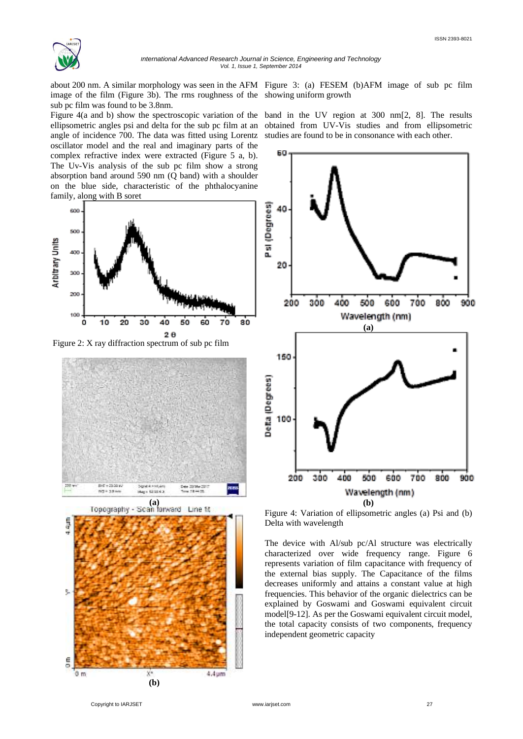about 200 nm. A similar morphology was seen in the AFM image of the film (Figure 3b). The rms roughness of the sub pc film was found to be 3.8nm.

Figure 4(a and b) show the spectroscopic variation of the ellipsometric angles psi and delta for the sub pc film at an angle of incidence 700. The data was fitted using Lorentz oscillator model and the real and imaginary parts of the complex refractive index were extracted (Figure 5 a, b). The Uv-Vis analysis of the sub pc film show a strong absorption band around 590 nm (Q band) with a shoulder on the blue side, characteristic of the phthalocyanine family, along with B soret band in the UV region at 300 nm[2, 8]. The results obtained from UV-Vis studies and from ellipsometric studies are found to be in consonance with each other.

Figure 2: X ray diffraction spectrum of sub pc film

Figure 3: (a) FESEM (b)AFM image of sub pc film showing uniform growth

Figure 4: Variation of ellipsometric angles (a) Psi and (b) Delta with wavelength

The device with Al/sub pc/Al structure was electrically characterized over wide frequency range. Figure 6 represents variation of film capacitance with frequency of the external bias supply. The Capacitance of the films decreases uniformly and attains a constant value at high frequencies. This behavior of the organic dielectrics can be explained by Goswami and Goswami equivalent circuit model[9-12]. As per the Goswami equivalent circuit model, the total capacity consists of two components, frequency independent geometric capacity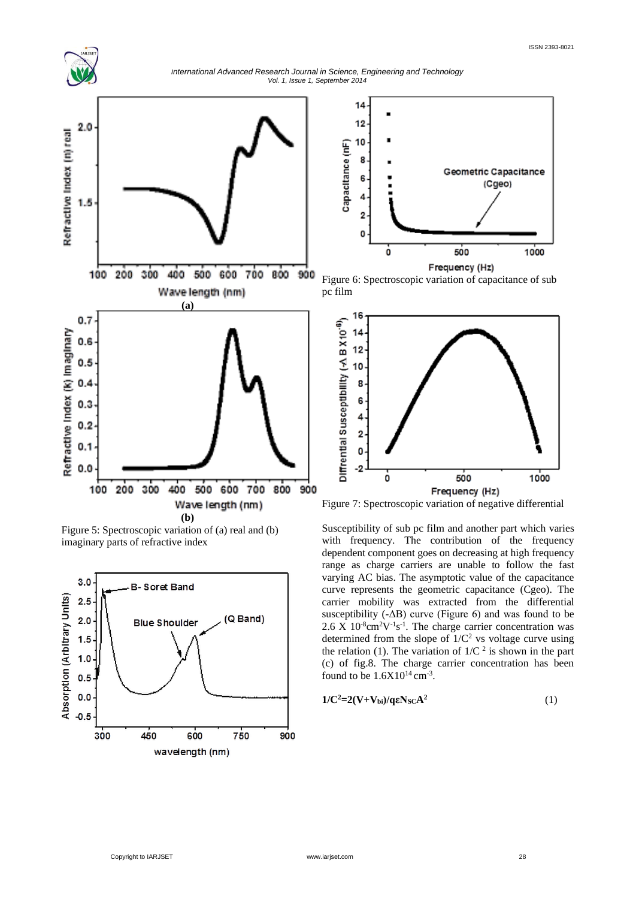Figure 5: Spectroscopic variation of (a) real and (b) imaginary parts of refractive index

Figure 6: Spectroscopic variation of capacitance of sub pc film

Figure 7: Spectroscopic variation of negative differential

Susceptibility of sub pc film and another part which varies with frequency. The contribution of the frequency dependent component goes on decreasing at high frequency range as charge carriers are unable to follow the fast varying AC bias. The asymptotic value of the capacitance curve represents the geometric capacitance (Cgeo). The carrier mobility was extracted from the differential susceptibility ($-\Delta B$) curve (Figure 6) and was found to be $2.6 \times 10^{-8} cm^2V^{-1}s^{-1}$. The charge carrier concentration was determined from the slope of $1/C^2$ vs voltage curve using the relation (1). The variation of $1/C^2$ is shown in the part (c) of fig.8. The charge carrier concentration has been found to be $1.6 \times 10^{14} cm^{-3}$.

$$1/C^2=2(V+V_{bi})/q\varepsilon N_{SC}A^2 \quad (1)$$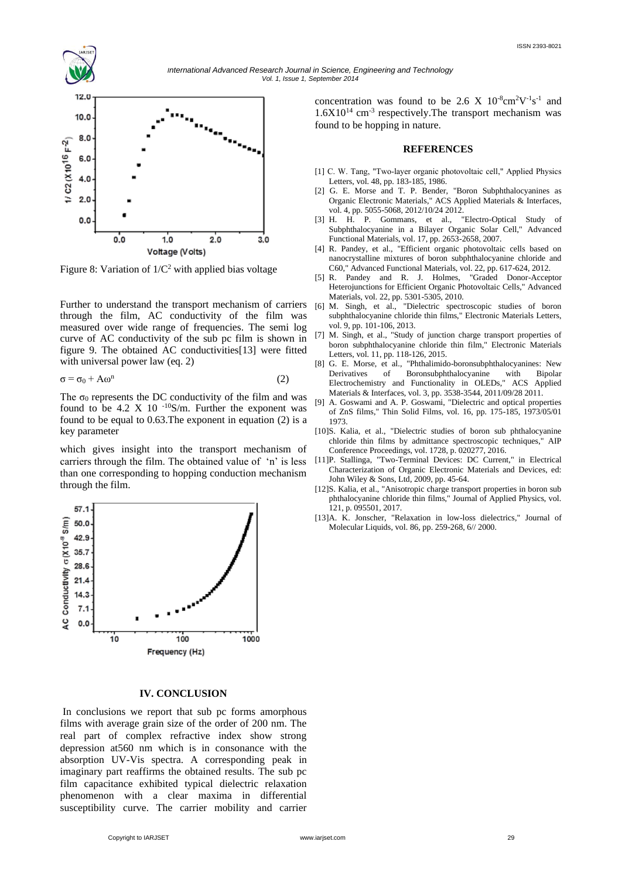12.0
10.0
8.0
6.0
4.0
2.0
0.0
1/ C2 (X10$^{16}$ F$^{-2}$)
0.0
1.0
2.0
3.0
Voltage (Volts)

Figure 8: Variation of $1/C^2$ with applied bias voltage

Further to understand the transport mechanism of carriers through the film, AC conductivity of the film was measured over wide range of frequencies. The semi log curve of AC conductivity of the sub pc film is shown in figure 9. The obtained AC conductivities[13] were fitted with universal power law (eq. 2)

$$\sigma = \sigma_0 + A\omega^n \tag{2}$$

The $\sigma_0$ represents the DC conductivity of the film and was found to be 4.2 X 10 $^{-10}$S/m. Further the exponent was found to be equal to 0.63.The exponent in equation (2) is a key parameter

which gives insight into the transport mechanism of carriers through the film. The obtained value of 'n' is less than one corresponding to hopping conduction mechanism through the film.

57.1
50.0
42.9
35.7
28.6
21.4
14.3
7.1
0.0
AC Conductivity σ (X10$^{-8}$ S/m)
10
100
1000
Frequency (Hz)

## IV. CONCLUSION

In conclusions we report that sub pc forms amorphous films with average grain size of the order of 200 nm. The real part of complex refractive index show strong depression at560 nm which is in consonance with the absorption UV-Vis spectra. A corresponding peak in imaginary part reaffirms the obtained results. The sub pc film capacitance exhibited typical dielectric relaxation phenomenon with a clear maxima in differential susceptibility curve. The carrier mobility and carrier concentration was found to be 2.6 X $10^{-8}$cm$^2$V$^{-1}$s$^{-1}$ and 1.6X$10^{14}$ cm$^{-3}$ respectively.The transport mechanism was found to be hopping in nature.

## REFERENCES

[1] C. W. Tang, "Two-layer organic photovoltaic cell," Applied Physics Letters, vol. 48, pp. 183-185, 1986.

[2] G. E. Morse and T. P. Bender, "Boron Subphthalocyanines as Organic Electronic Materials," ACS Applied Materials & Interfaces, vol. 4, pp. 5055-5068, 2012/10/24 2012.

[3] H. H. P. Gommans, et al., "Electro-Optical Study of Subphthalocyanine in a Bilayer Organic Solar Cell," Advanced Functional Materials, vol. 17, pp. 2653-2658, 2007.

[4] R. Pandey, et al., "Efficient organic photovoltaic cells based on nanocrystalline mixtures of boron subphthalocyanine chloride and C60," Advanced Functional Materials, vol. 22, pp. 617-624, 2012.

[5] R. Pandey and R. J. Holmes, "Graded Donor-Acceptor Heterojunctions for Efficient Organic Photovoltaic Cells," Advanced Materials, vol. 22, pp. 5301-5305, 2010.

[6] M. Singh, et al., "Dielectric spectroscopic studies of boron subphthalocyanine chloride thin films," Electronic Materials Letters, vol. 9, pp. 101-106, 2013.

[7] M. Singh, et al., "Study of junction charge transport properties of boron subphthalocyanine chloride thin film," Electronic Materials Letters, vol. 11, pp. 118-126, 2015.

[8] G. E. Morse, et al., "Phthalimido-boronsubphthalocyanines: New Derivatives of Boronsubphthalocyanine with Bipolar Electrochemistry and Functionality in OLEDs," ACS Applied Materials & Interfaces, vol. 3, pp. 3538-3544, 2011/09/28 2011.

[9] A. Goswami and A. P. Goswami, "Dielectric and optical properties of ZnS films," Thin Solid Films, vol. 16, pp. 175-185, 1973/05/01 1973.

[10]S. Kalia, et al., "Dielectric studies of boron sub phthalocyanine chloride thin films by admittance spectroscopic techniques," AIP Conference Proceedings, vol. 1728, p. 020277, 2016.

[11]P. Stallinga, "Two-Terminal Devices: DC Current," in Electrical Characterization of Organic Electronic Materials and Devices, ed: John Wiley & Sons, Ltd, 2009, pp. 45-64.

[12]S. Kalia, et al., "Anisotropic charge transport properties in boron sub phthalocyanine chloride thin films," Journal of Applied Physics, vol. 121, p. 095501, 2017.

[13]A. K. Jonscher, "Relaxation in low-loss dielectrics," Journal of Molecular Liquids, vol. 86, pp. 259-268, 6// 2000.